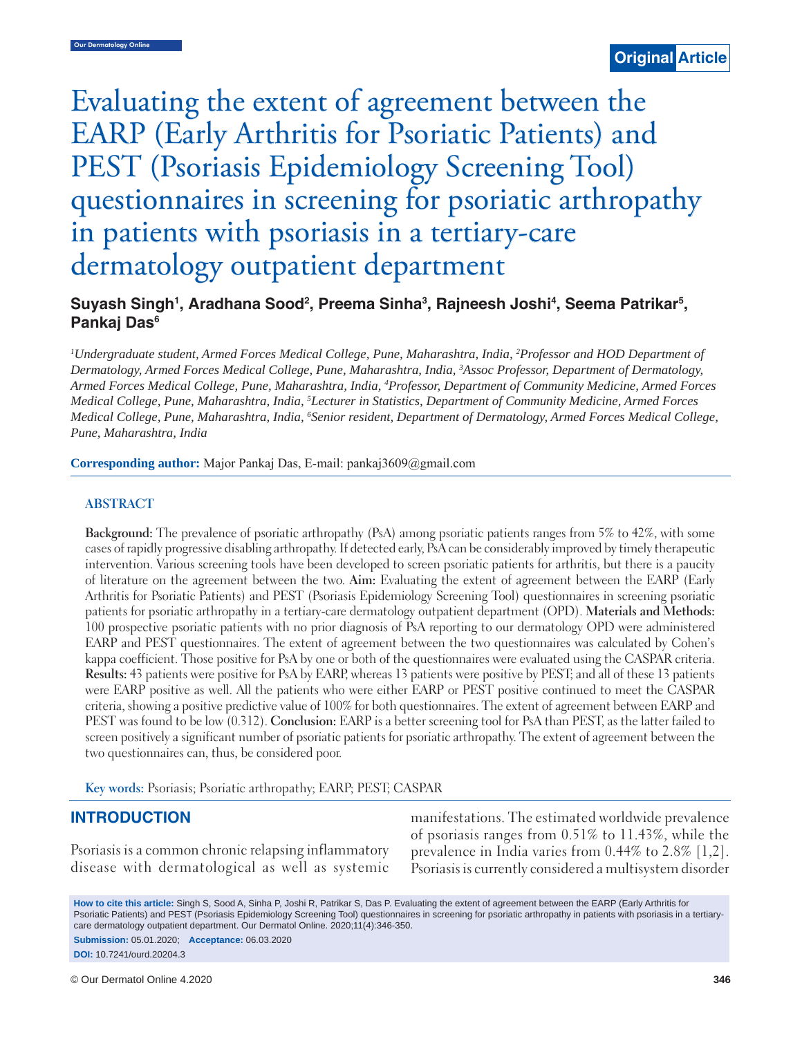Original Article

# Evaluating the extent of agreement between the EARP (Early Arthritis for Psoriatic Patients) and PEST (Psoriasis Epidemiology Screening Tool) questionnaires in screening for psoriatic arthropathy in patients with psoriasis in a tertiary-care dermatology outpatient department

**Suyash Singh[1], Aradhana Sood[2], Preema Sinha[3], Rajneesh Joshi[4], Seema Patrikar[5], Pankaj Das[6]**

*[1]Undergraduate student, Armed Forces Medical College, Pune, Maharashtra, India, [2]Professor and HOD Department of Dermatology, Armed Forces Medical College, Pune, Maharashtra, India, [3]Assoc Professor, Department of Dermatology, Armed Forces Medical College, Pune, Maharashtra, India, [4]Professor, Department of Community Medicine, Armed Forces Medical College, Pune, Maharashtra, India, [5]Lecturer in Statistics, Department of Community Medicine, Armed Forces Medical College, Pune, Maharashtra, India, [6]Senior resident, Department of Dermatology, Armed Forces Medical College, Pune, Maharashtra, India*

**Corresponding author:** Major Pankaj Das, E-mail: pankaj3609@gmail.com

## ABSTRACT

**Background:** The prevalence of psoriatic arthropathy (PsA) among psoriatic patients ranges from 5% to 42%, with some cases of rapidly progressive disabling arthropathy. If detected early, PsA can be considerably improved by timely therapeutic intervention. Various screening tools have been developed to screen psoriatic patients for arthritis, but there is a paucity of literature on the agreement between the two. **Aim:** Evaluating the extent of agreement between the EARP (Early Arthritis for Psoriatic Patients) and PEST (Psoriasis Epidemiology Screening Tool) questionnaires in screening psoriatic patients for psoriatic arthropathy in a tertiary-care dermatology outpatient department (OPD). **Materials and Methods:** 100 prospective psoriatic patients with no prior diagnosis of PsA reporting to our dermatology OPD were administered EARP and PEST questionnaires. The extent of agreement between the two questionnaires was calculated by Cohen's kappa coefficient. Those positive for PsA by one or both of the questionnaires were evaluated using the CASPAR criteria. **Results:** 43 patients were positive for PsA by EARP, whereas 13 patients were positive by PEST; and all of these 13 patients were EARP positive as well. All the patients who were either EARP or PEST positive continued to meet the CASPAR criteria, showing a positive predictive value of 100% for both questionnaires. The extent of agreement between EARP and PEST was found to be low (0.312). **Conclusion:** EARP is a better screening tool for PsA than PEST, as the latter failed to screen positively a significant number of psoriatic patients for psoriatic arthropathy. The extent of agreement between the two questionnaires can, thus, be considered poor.

**Key words:** Psoriasis; Psoriatic arthropathy; EARP; PEST; CASPAR

## INTRODUCTION

Psoriasis is a common chronic relapsing inflammatory disease with dermatological as well as systemic manifestations. The estimated worldwide prevalence of psoriasis ranges from 0.51% to 11.43%, while the prevalence in India varies from 0.44% to 2.8% [1,2]. Psoriasis is currently considered a multisystem disorder

**How to cite this article:** Singh S, Sood A, Sinha P, Joshi R, Patrikar S, Das P. Evaluating the extent of agreement between the EARP (Early Arthritis for Psoriatic Patients) and PEST (Psoriasis Epidemiology Screening Tool) questionnaires in screening for psoriatic arthropathy in patients with psoriasis in a tertiary-care dermatology outpatient department. Our Dermatol Online. 2020;11(4):346-350.

**Submission:** 05.01.2020; **Acceptance:** 06.03.2020

**DOI:** 10.7241/ourd.20204.3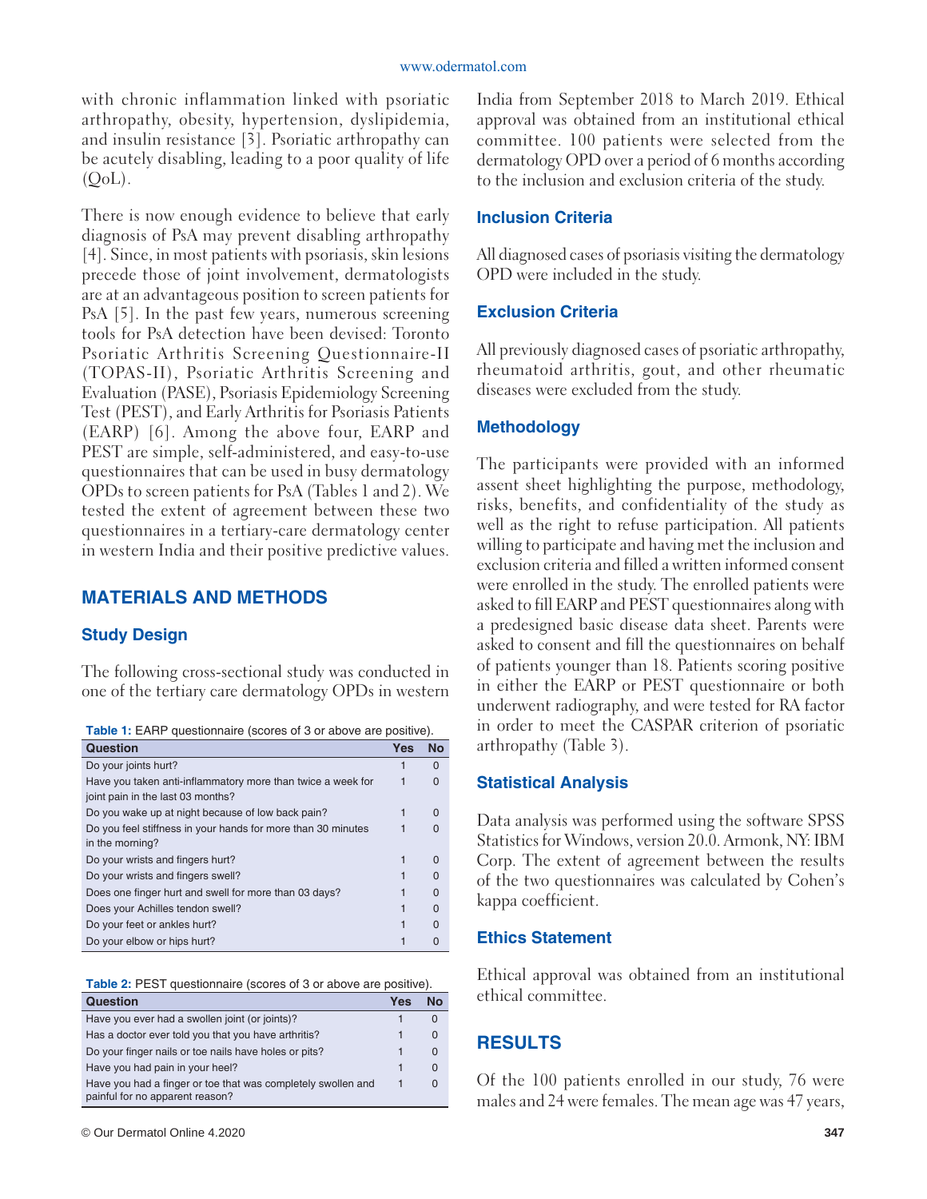with chronic inflammation linked with psoriatic arthropathy, obesity, hypertension, dyslipidemia, and insulin resistance [3]. Psoriatic arthropathy can be acutely disabling, leading to a poor quality of life (QoL).

There is now enough evidence to believe that early diagnosis of PsA may prevent disabling arthropathy [4]. Since, in most patients with psoriasis, skin lesions precede those of joint involvement, dermatologists are at an advantageous position to screen patients for PsA [5]. In the past few years, numerous screening tools for PsA detection have been devised: Toronto Psoriatic Arthritis Screening Questionnaire-II (TOPAS-II), Psoriatic Arthritis Screening and Evaluation (PASE), Psoriasis Epidemiology Screening Test (PEST), and Early Arthritis for Psoriasis Patients (EARP) [6]. Among the above four, EARP and PEST are simple, self-administered, and easy-to-use questionnaires that can be used in busy dermatology OPDs to screen patients for PsA (Tables 1 and 2). We tested the extent of agreement between these two questionnaires in a tertiary-care dermatology center in western India and their positive predictive values.

## MATERIALS AND METHODS

### Study Design

The following cross-sectional study was conducted in one of the tertiary care dermatology OPDs in western India from September 2018 to March 2019. Ethical approval was obtained from an institutional ethical committee. 100 patients were selected from the dermatology OPD over a period of 6 months according to the inclusion and exclusion criteria of the study.

**Table 1:** EARP questionnaire (scores of 3 or above are positive).

| Question | Yes | No |
|---|---|---|
| Do your joints hurt? | 1 | 0 |
| Have you taken anti-inflammatory more than twice a week for joint pain in the last 03 months? | 1 | 0 |
| Do you wake up at night because of low back pain? | 1 | 0 |
| Do you feel stiffness in your hands for more than 30 minutes in the morning? | 1 | 0 |
| Do your wrists and fingers hurt? | 1 | 0 |
| Do your wrists and fingers swell? | 1 | 0 |
| Does one finger hurt and swell for more than 03 days? | 1 | 0 |
| Does your Achilles tendon swell? | 1 | 0 |
| Do your feet or ankles hurt? | 1 | 0 |
| Do your elbow or hips hurt? | 1 | 0 |

**Table 2:** PEST questionnaire (scores of 3 or above are positive).

| Question | Yes | No |
|---|---|---|
| Have you ever had a swollen joint (or joints)? | 1 | 0 |
| Has a doctor ever told you that you have arthritis? | 1 | 0 |
| Do your finger nails or toe nails have holes or pits? | 1 | 0 |
| Have you had pain in your heel? | 1 | 0 |
| Have you had a finger or toe that was completely swollen and painful for no apparent reason? | 1 | 0 |

### Inclusion Criteria

All diagnosed cases of psoriasis visiting the dermatology OPD were included in the study.

### Exclusion Criteria

All previously diagnosed cases of psoriatic arthropathy, rheumatoid arthritis, gout, and other rheumatic diseases were excluded from the study.

### Methodology

The participants were provided with an informed assent sheet highlighting the purpose, methodology, risks, benefits, and confidentiality of the study as well as the right to refuse participation. All patients willing to participate and having met the inclusion and exclusion criteria and filled a written informed consent were enrolled in the study. The enrolled patients were asked to fill EARP and PEST questionnaires along with a predesigned basic disease data sheet. Parents were asked to consent and fill the questionnaires on behalf of patients younger than 18. Patients scoring positive in either the EARP or PEST questionnaire or both underwent radiography, and were tested for RA factor in order to meet the CASPAR criterion of psoriatic arthropathy (Table 3).

### Statistical Analysis

Data analysis was performed using the software SPSS Statistics for Windows, version 20.0. Armonk, NY: IBM Corp. The extent of agreement between the results of the two questionnaires was calculated by Cohen's kappa coefficient.

### Ethics Statement

Ethical approval was obtained from an institutional ethical committee.

## RESULTS

Of the 100 patients enrolled in our study, 76 were males and 24 were females. The mean age was 47 years,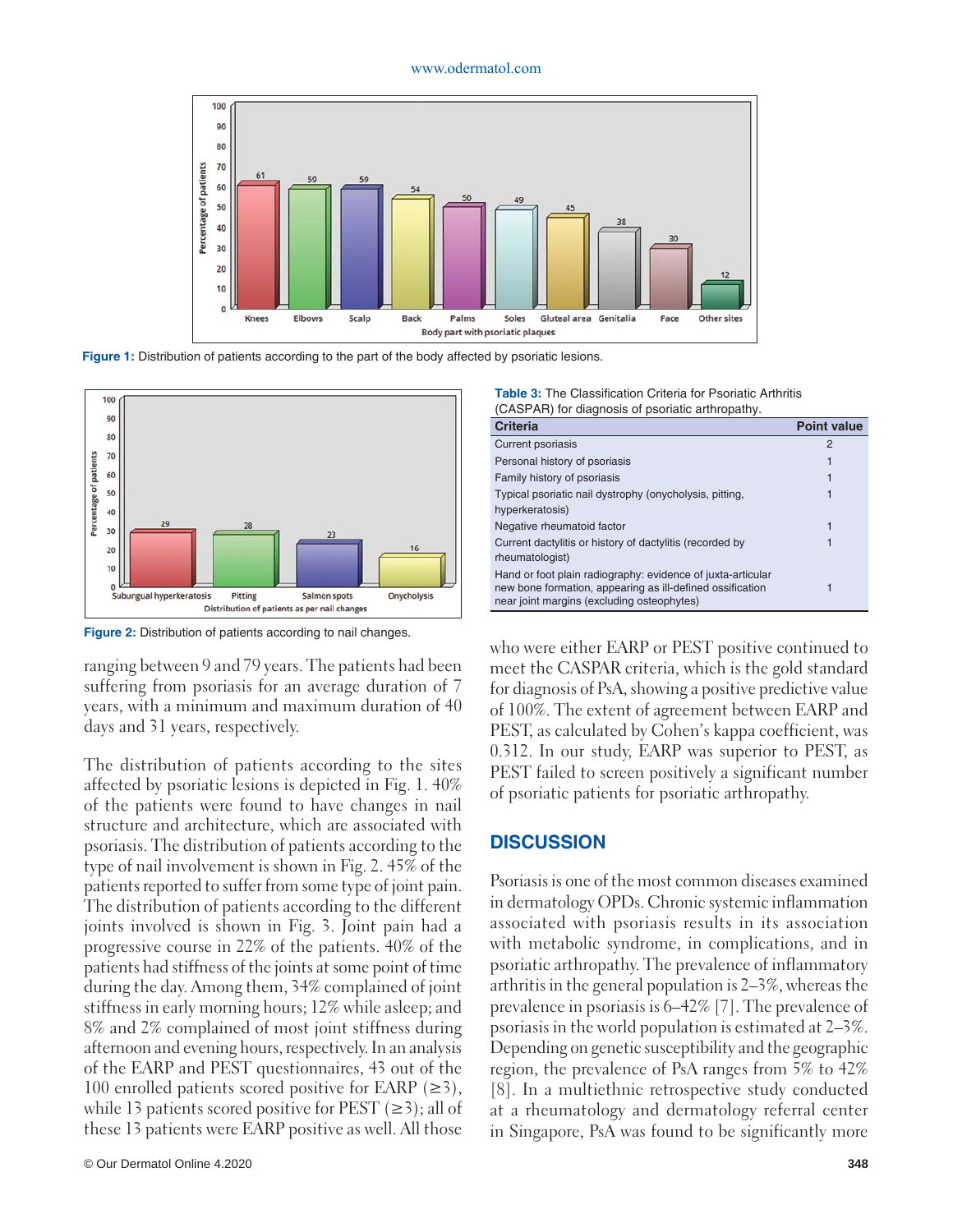Figure 1: Distribution of patients according to the part of the body affected by psoriatic lesions.

Figure 2: Distribution of patients according to nail changes.

ranging between 9 and 79 years. The patients had been suffering from psoriasis for an average duration of 7 years, with a minimum and maximum duration of 40 days and 31 years, respectively.

The distribution of patients according to the sites affected by psoriatic lesions is depicted in Fig. 1. 40% of the patients were found to have changes in nail structure and architecture, which are associated with psoriasis. The distribution of patients according to the type of nail involvement is shown in Fig. 2. 45% of the patients reported to suffer from some type of joint pain. The distribution of patients according to the different joints involved is shown in Fig. 3. Joint pain had a progressive course in 22% of the patients. 40% of the patients had stiffness of the joints at some point of time during the day. Among them, 34% complained of joint stiffness in early morning hours; 12% while asleep; and 8% and 2% complained of most joint stiffness during afternoon and evening hours, respectively. In an analysis of the EARP and PEST questionnaires, 43 out of the 100 enrolled patients scored positive for EARP (≥3), while 13 patients scored positive for PEST (≥3); all of these 13 patients were EARP positive as well. All those

Table 3: The Classification Criteria for Psoriatic Arthritis (CASPAR) for diagnosis of psoriatic arthropathy.

| Criteria | Point value |
|---|---|
| Current psoriasis | 2 |
| Personal history of psoriasis | 1 |
| Family history of psoriasis | 1 |
| Typical psoriatic nail dystrophy (onycholysis, pitting, hyperkeratosis) | 1 |
| Negative rheumatoid factor | 1 |
| Current dactylitis or history of dactylitis (recorded by rheumatologist) | 1 |
| Hand or foot plain radiography: evidence of juxta-articular new bone formation, appearing as ill-defined ossification near joint margins (excluding osteophytes) | 1 |

who were either EARP or PEST positive continued to meet the CASPAR criteria, which is the gold standard for diagnosis of PsA, showing a positive predictive value of 100%. The extent of agreement between EARP and PEST, as calculated by Cohen's kappa coefficient, was 0.312. In our study, EARP was superior to PEST, as PEST failed to screen positively a significant number of psoriatic patients for psoriatic arthropathy.

## DISCUSSION

Psoriasis is one of the most common diseases examined in dermatology OPDs. Chronic systemic inflammation associated with psoriasis results in its association with metabolic syndrome, in complications, and in psoriatic arthropathy. The prevalence of inflammatory arthritis in the general population is 2–3%, whereas the prevalence in psoriasis is 6–42% [7]. The prevalence of psoriasis in the world population is estimated at 2–3%. Depending on genetic susceptibility and the geographic region, the prevalence of PsA ranges from 5% to 42% [8]. In a multiethnic retrospective study conducted at a rheumatology and dermatology referral center in Singapore, PsA was found to be significantly more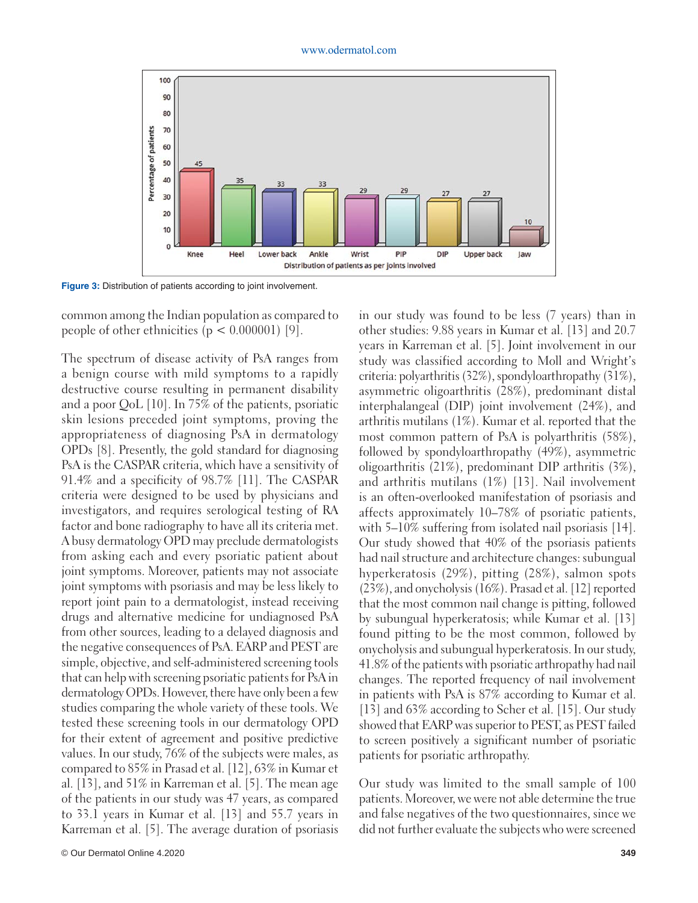Figure 3: Distribution of patients according to joint involvement.

common among the Indian population as compared to people of other ethnicities ($p < 0.000001$) [9].

The spectrum of disease activity of PsA ranges from a benign course with mild symptoms to a rapidly destructive course resulting in permanent disability and a poor QoL [10]. In 75% of the patients, psoriatic skin lesions preceded joint symptoms, proving the appropriateness of diagnosing PsA in dermatology OPDs [8]. Presently, the gold standard for diagnosing PsA is the CASPAR criteria, which have a sensitivity of 91.4% and a specificity of 98.7% [11]. The CASPAR criteria were designed to be used by physicians and investigators, and requires serological testing of RA factor and bone radiography to have all its criteria met. A busy dermatology OPD may preclude dermatologists from asking each and every psoriatic patient about joint symptoms. Moreover, patients may not associate joint symptoms with psoriasis and may be less likely to report joint pain to a dermatologist, instead receiving drugs and alternative medicine for undiagnosed PsA from other sources, leading to a delayed diagnosis and the negative consequences of PsA. EARP and PEST are simple, objective, and self-administered screening tools that can help with screening psoriatic patients for PsA in dermatology OPDs. However, there have only been a few studies comparing the whole variety of these tools. We tested these screening tools in our dermatology OPD for their extent of agreement and positive predictive values. In our study, 76% of the subjects were males, as compared to 85% in Prasad et al. [12], 63% in Kumar et al. [13], and 51% in Karreman et al. [5]. The mean age of the patients in our study was 47 years, as compared to 33.1 years in Kumar et al. [13] and 55.7 years in Karreman et al. [5]. The average duration of psoriasis in our study was found to be less (7 years) than in other studies: 9.88 years in Kumar et al. [13] and 20.7 years in Karreman et al. [5]. Joint involvement in our study was classified according to Moll and Wright's criteria: polyarthritis (32%), spondyloarthropathy (31%), asymmetric oligoarthritis (28%), predominant distal interphalangeal (DIP) joint involvement (24%), and arthritis mutilans (1%). Kumar et al. reported that the most common pattern of PsA is polyarthritis (58%), followed by spondyloarthropathy (49%), asymmetric oligoarthritis (21%), predominant DIP arthritis (3%), and arthritis mutilans (1%) [13]. Nail involvement is an often-overlooked manifestation of psoriasis and affects approximately 10–78% of psoriatic patients, with 5–10% suffering from isolated nail psoriasis [14]. Our study showed that 40% of the psoriasis patients had nail structure and architecture changes: subungual hyperkeratosis (29%), pitting (28%), salmon spots (23%), and onycholysis (16%). Prasad et al. [12] reported that the most common nail change is pitting, followed by subungual hyperkeratosis; while Kumar et al. [13] found pitting to be the most common, followed by onycholysis and subungual hyperkeratosis. In our study, 41.8% of the patients with psoriatic arthropathy had nail changes. The reported frequency of nail involvement in patients with PsA is 87% according to Kumar et al. [13] and 63% according to Scher et al. [15]. Our study showed that EARP was superior to PEST, as PEST failed to screen positively a significant number of psoriatic patients for psoriatic arthropathy.

Our study was limited to the small sample of 100 patients. Moreover, we were not able determine the true and false negatives of the two questionnaires, since we did not further evaluate the subjects who were screened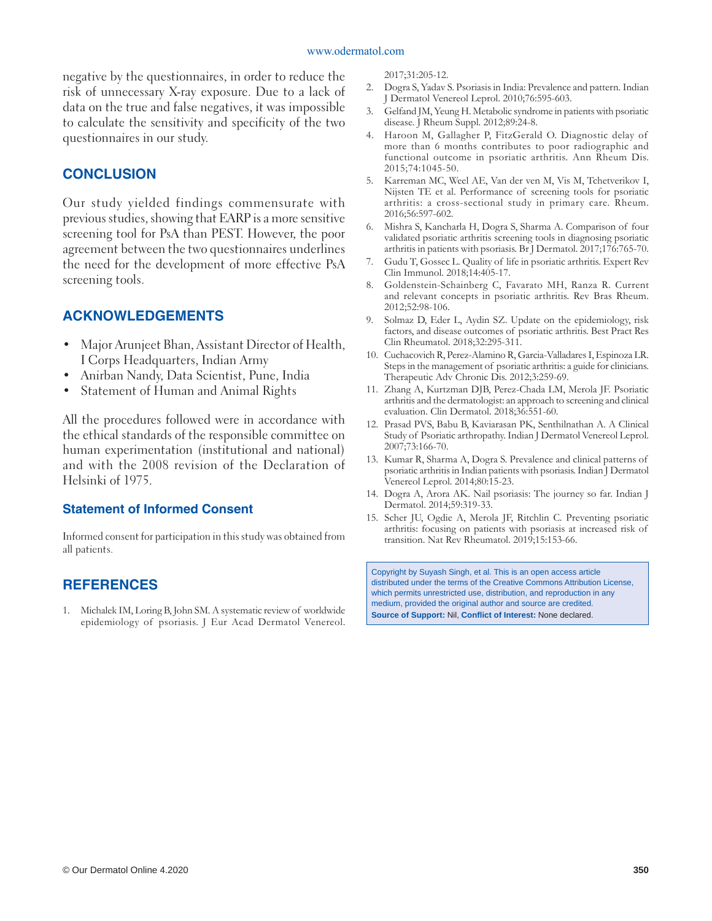negative by the questionnaires, in order to reduce the risk of unnecessary X-ray exposure. Due to a lack of data on the true and false negatives, it was impossible to calculate the sensitivity and specificity of the two questionnaires in our study.

## CONCLUSION

Our study yielded findings commensurate with previous studies, showing that EARP is a more sensitive screening tool for PsA than PEST. However, the poor agreement between the two questionnaires underlines the need for the development of more effective PsA screening tools.

## ACKNOWLEDGEMENTS

- Major Arunjeet Bhan, Assistant Director of Health, I Corps Headquarters, Indian Army
- Anirban Nandy, Data Scientist, Pune, India
- Statement of Human and Animal Rights

All the procedures followed were in accordance with the ethical standards of the responsible committee on human experimentation (institutional and national) and with the 2008 revision of the Declaration of Helsinki of 1975.

### Statement of Informed Consent

Informed consent for participation in this study was obtained from all patients.

## REFERENCES

1. Michalek IM, Loring B, John SM. A systematic review of worldwide epidemiology of psoriasis. J Eur Acad Dermatol Venereol. 2017;31:205-12.
2. Dogra S, Yadav S. Psoriasis in India: Prevalence and pattern. Indian J Dermatol Venereol Leprol. 2010;76:595-603.
3. Gelfand JM, Yeung H. Metabolic syndrome in patients with psoriatic disease. J Rheum Suppl. 2012;89:24-8.
4. Haroon M, Gallagher P, FitzGerald O. Diagnostic delay of more than 6 months contributes to poor radiographic and functional outcome in psoriatic arthritis. Ann Rheum Dis. 2015;74:1045-50.
5. Karreman MC, Weel AE, Van der ven M, Vis M, Tchetverikov I, Nijsten TE et al. Performance of screening tools for psoriatic arthritis: a cross-sectional study in primary care. Rheum. 2016;56:597-602.
6. Mishra S, Kancharla H, Dogra S, Sharma A. Comparison of four validated psoriatic arthritis screening tools in diagnosing psoriatic arthritis in patients with psoriasis. Br J Dermatol. 2017;176:765-70.
7. Gudu T, Gossec L. Quality of life in psoriatic arthritis. Expert Rev Clin Immunol. 2018;14:405-17.
8. Goldenstein-Schainberg C, Favarato MH, Ranza R. Current and relevant concepts in psoriatic arthritis. Rev Bras Rheum. 2012;52:98-106.
9. Solmaz D, Eder L, Aydin SZ. Update on the epidemiology, risk factors, and disease outcomes of psoriatic arthritis. Best Pract Res Clin Rheumatol. 2018;32:295-311.
10. Cuchacovich R, Perez-Alamino R, Garcia-Valladares I, Espinoza LR. Steps in the management of psoriatic arthritis: a guide for clinicians. Therapeutic Adv Chronic Dis. 2012;3:259-69.
11. Zhang A, Kurtzman DJB, Perez-Chada LM, Merola JF. Psoriatic arthritis and the dermatologist: an approach to screening and clinical evaluation. Clin Dermatol. 2018;36:551-60.
12. Prasad PVS, Babu B, Kaviarasan PK, Senthilnathan A. A Clinical Study of Psoriatic arthropathy. Indian J Dermatol Venereol Leprol. 2007;73:166-70.
13. Kumar R, Sharma A, Dogra S. Prevalence and clinical patterns of psoriatic arthritis in Indian patients with psoriasis. Indian J Dermatol Venereol Leprol. 2014;80:15-23.
14. Dogra A, Arora AK. Nail psoriasis: The journey so far. Indian J Dermatol. 2014;59:319-33.
15. Scher JU, Ogdie A, Merola JF, Ritchlin C. Preventing psoriatic arthritis: focusing on patients with psoriasis at increased risk of transition. Nat Rev Rheumatol. 2019;15:153-66.

Copyright by Suyash Singh, et al. This is an open access article distributed under the terms of the Creative Commons Attribution License, which permits unrestricted use, distribution, and reproduction in any medium, provided the original author and source are credited.
**Source of Support:** Nil, **Conflict of Interest:** None declared.